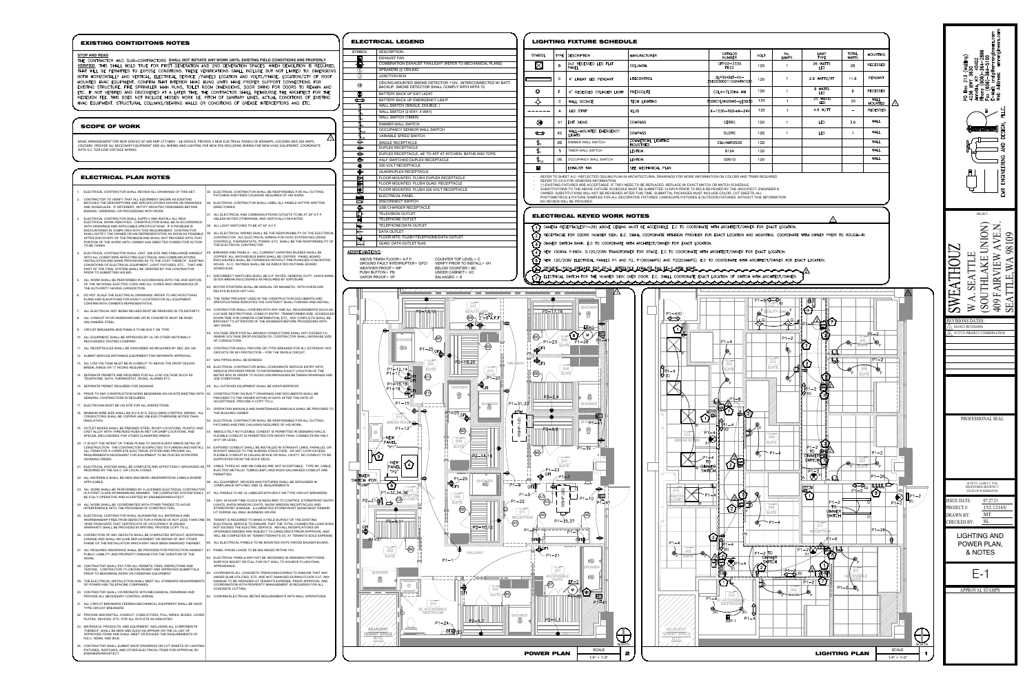# EXISTING CONTIDITONS NOTES

**STOP AND READ**

THE CONTRACTOR AND SUB-CONTRACTORS SHALL NOT INITIATE ANY WORK UNTIL EXISTING FIELD CONDITIONS ARE PROPERLY VERIFIED. THIS SHALL HOLD TRUE FOR FIRST GENERATION AND 2ND GENERATION SPACES. WHEN DEMOLITION IS REQUIRED, THAT WILL BE PERMITTED TO EXPOSE CONDITIONS. THESE VERIFICATIONS SHALL INCLUDE BUT NOT LIMITED TO: DIMENSIONS BOTH HORIZONTALLY AND VERTICAL, ELECTRICAL SERVICE /PANELS LOCATION AND VOLTS/PHASE, LOCATION/QTY OF ROOF MOUNTED HVAC EQUIPMENT, CONFIRM THAT INTERIOR HVAC HUNG UNITS HAVE PROPER SUPPORT CONNECTIONS FOR EXISTING STRUCTURE, FIRE SPRINKLER MAIN RUNS, TOILET ROOM DIMENSIONS, DOOR SWING FOR DOORS TO REMAIN AND ETC. IF NOT VERIFIED AND DISCOVERED AT A LATER TIME, THE CONTRACTOR SHALL REIMBURSE THE ARCHITECT FOR THE REDESIGN FEE. THIS DOES NOT INCLUDE HIDDEN WORK I.E. PITCH OF SANITARY LINES, ACTUAL CONDITIONS OF EXISTING HVAC EQUIPMENT, STRUCTURAL COLUMNS/BEARING WALLS OR CONDITIONS OF GREASE INTERCEPTORS AND ETC.

# SCOPE OF WORK

MAKE ARRANGEMENT FOR NEW SERVICE OF 400 AMP 277/480V - 3ϕ SERVICE, PROVIDE 2 NEW ELECTRICAL PANELS OF 600AMPS, 120/208V AND 200 AMPS, 120/208V. PROVIDE ALL NECESSARY EQUIPMENT AND ALL WIRING AND LIGHTING FOR NEW SPA INCLUDING WIRING FOR NEW HVAC EQUIPMENT. COORDINATE WITH G.C. FOR LOW VOLTAGE WIRING.

# ELECTRICAL PLAN NOTES

1. ELECTRICAL CONTRACTOR SHALL REVIEW ALL DRAWINGS OF THIS SET.
2. CONTRACTOR TO VERIFY THAT ALL EQUIPMENT SHOWN AS EXISTING MATCHES THE DESCRIPTIONS AND SPECIFICATIONS SHOWN ON DRAWINGS AND SCHEDULES. IF DIFFERENT, NOTIFY ARCHITECT/ENGINEER BEFORE BIDDING, ORDERING, OR PROCEEDING WITH WORK.
3. ELECTRICAL CONTRACTOR SHALL SUPPLY AND INSTALL ALL NEW ELECTRICAL WORK INDICATED. CONSTRUCTION SHALL BE IN ACCORDANCE WITH DRAWINGS AND APPLICABLE SPECIFICATIONS. IF A PROBLEM IS ENCOUNTERED IN COMPLYING WITH THIS REQUIREMENT, CONTRACTOR SHALL NOTIFY THE OWNER OR HIS REPRESENTATIVE AS SOON AS POSSIBLE AFTER DISCOVERY OF THE PROBLEM AND SHALL NOT PROCEED WITH THAT PORTION OF THE WORK UNTIL OWNER HAS DIRECTED CORRECTIVE ACTION TO BE TAKEN.
4. ELECTRICAL CONTRACTOR SHALL VISIT JOB SITE AND FAMILIARIZE HIMSELF WITH ALL CONDITIONS AFFECTING ELECTRICAL AND COMMUNICATIONS INSTALLATION AND MAKE PROVISIONS AS TO THE COST THEREOF. EXISTING CONDITIONS OF ELECTRICAL EQUIPMENT, LIGHT FIXTURES, ETC., THAT ARE PART OF EXISTING SYSTEM SHALL BE VERIFIED BY THE CONTRACTOR PRIOR TO SUBMITTING HIS BID.
5. ALL WORK SHALL BE PERFORMED IN ACCORDANCE WITH 2017 EDITION OF THE NATIONAL ELECTRIC CODE AND ALL CODES AND ORDINANCES OF THE AUTHORITY HAVING JURISDICTION.
6. DO NOT SCALE THE ELECTRICAL DRAWINGS. REFER TO ARCHITECTURAL PLANS AND ELEVATIONS FOR EXACT LOCATION FOR ALL EQUIPMENT. CONFIRM WITH OWNER'S REPRESENTATIVE.
7. ALL ELECTRICAL NOT BEING REUSED MUST BE REMOVED IN ITS ENTIRETY.
8. ALL CONDUIT IN OR UNDERGROUND OR IN CONCRETE MUST BE RIGID GALVANIZED STEEL.
9. CIRCUIT BREAKERS AND PANELS TO BE BOLT ON TYPE
10. ALL EQUIPMENT SHALL BE APPROVED BY UL OR OTHER NATIONALLY RECOGNIZED TESTING COMPANY.
11. ALL RECEPTACLES SHALL BE GROUNDED AS REQUIRED BY NEC 250.146
12. SUBMIT SERVICE ENTRANCE EQUIPMENT FOR SEPARATE APPROVAL.
13. ALL LOW VOLTAGE MUST BE IN CONDUIT TO ABOVE THE DROP CEILING. BRIDAL RINGS OR "J" HOOKS REQUIRED.
14. SEPARATE PERMITS ARE REQUIRED FOR ALL LOW VOLTAGE SUCH AS TELEPHONE, DATA, THERMOSTAT, MUSIC, ALARMS ETC.
15. SEPARATE PERMIT REQUIRED FOR SIGNAGE.
16. PRIOR TO ANY CONSTRUCTION WORK BEGINNING AN ON SITE MEETING WITH GENERAL CONTRACTORS IS REQUIRED.
17. ELECTRICIAN MUST BE ON SITE FOR ALL INSPECTIONS.
18. MINIMUM WIRE SIZE SHALL BE #12 A.W.G. EXCLUDING CONTROL WIRING. ALL CONDUCTORS SHALL BE COPPER AND UNLESS OTHERWISE NOTED THHN INSULATION.
19. OUTLET BOXES SHALL BE PRESSED STEEL IN DRY LOCATIONS, PLASTIC AND CAST ALLOY WITH THREADED HUBS IN WET OR DAMP LOCATIONS, AND SPECIAL ENCLOSURES FOR OTHER CLASSIFIED AREAS.
20. IT IS NOT THE INTENT OF THESE PLANS TO SHOW EVERY MINOR DETAIL OF CONSTRUCTION. THE CONTRACTOR IS EXPECTED TO FURNISH AND INSTALL ALL ITEMS FOR A COMPLETE ELECTRICAL SYSTEM AND PROVIDE ALL REQUIREMENTS NECESSARY FOR EQUIPMENT TO BE PLACED IN PROPER WORKING ORDER.
21. ELECTRICAL SYSTEM SHALL BE COMPLETE AND EFFECTIVELY GROUNDED AS REQUIRED BY THE N.E.C. OR LOCAL CODES.
22. ALL MATERIALS SHALL BE NEW AND BEAR UNDERWRITERS' LABELS WHERE APPLICABLE.
23. ALL WORK SHALL BE PERFORMED BY A LICENSED ELECTRICAL CONTRACTOR IN A FIRST CLASS WORKMANLIKE MANNER. THE COMPLETED SYSTEM SHALL BE FULLY OPERATIVE AND ACCEPTED BY ENGINEER/ARCHITECT.
24. ALL WORK SHALL BE COORDINATED WITH OTHER TRADES TO AVOID INTERFERENCE WITH THE PROGRESS OF CONSTRUCTION.
25. ELECTRICAL CONTRACTOR SHALL GUARANTEE ALL MATERIALS AND WORKMANSHIP FREE FROM DEFECTS FOR A PERIOD OF NOT LESS THAN ONE YEAR FROM DATE THAT CERTIFICATE OF OCCUPANCY IS ISSUED. WARRANTY SHALL BE PROVIDED IN WRITING. PROVIDE COPY TO LL.
26. CORRECTION OF ANY DEFECTS SHALL BE COMPLETED WITHOUT ADDITIONAL CHARGE AND SHALL INCLUDE REPLACEMENT OR REPAIR OF ANY OTHER PHASE OF THE INSTALLATION WHICH MAY HAVE BEEN DAMAGED THEREBY.
27. ALL REQUIRED INSURANCE SHALL BE PROVIDED FOR PROTECTION AGAINST PUBLIC LIABILITY AND PROPERTY DAMAGE FOR THE DURATION OF THE WORK.
28. CONTRACTOR SHALL PAY FOR ALL PERMITS, FEES, INSPECTIONS AND TESTING. CONTRACTOR TO OBTAIN PERMIT AND APPROVED SUBMITTALS PRIOR TO BEGINNING WORK OR ORDERING EQUIPMENT.
29. THE ELECTRICAL INSTALLATION SHALL MEET ALL STANDARD REQUIREMENTS OF POWER AND TELEPHONE COMPANIES.
30. CONTRACTOR SHALL COORDINATE WITH MECHANICAL DRAWINGS AND PROVIDE ALL NECESSARY CONTROL WIRING.
31. ALL CIRCUIT BREAKERS FEEDING MECHANICAL EQUIPMENT SHALL BE HACR TYPE CIRCUIT BREAKERS.
32. PROVIDE AND INSTALL CONDUIT, CONDUCTORS, PULL WIRES, BOXES, COVER PLATES, DEVICES, ETC. FOR ALL OUTLETS AS INDICATED.
33. MATERIALS, PRODUCTS, AND EQUIPMENT, INCLUDING ALL COMPONENTS THEREOF, SHALL BE NEW AND SUCH AS APPEAR ON THE UL LIST OF APPROVED ITEMS AND SHALL MEET OR EXCEED THE REQUIREMENTS OF N.E.C. NEMA, AND IECE.
34. CONTRACTOR SHALL SUBMIT SHOP DRAWINGS OR CUT SHEETS OF LIGHTING FIXTURES, SWITCHES, AND OTHER ELECTRICAL ITEMS FOR APPROVAL BY ENGINEER/ARCHITECT.
35. ELECTRICAL CONTRACTOR SHALL BE RESPONSIBLE FOR ALL CUTTING, PATCHING AND FIRED CAULKING REQUIRED OF HIS WORK.
36. ELECTRICAL CONTRACTOR SHALL LABEL ALL PANELS W/TYPE WRITTEN DIRECTORIES.
37. ALL ELECTRICAL AND COMMUNICATIONS OUTLETS TO BE AT 18" A.F.F. UNLESS NOTED OTHERWISE, AND VERTICALLY MOUNTED.
38. ALL LIGHT SWITCHES TO BE AT 42" A.F.F.
39. ALL ELECTRICAL WIRING SHALL BE THE RESPONSIBILITY OF THE ELECTRICAL CONTRACTOR. ALL ELECTRICAL WIRING FOR HVAC SYSTEM INCLUDING CONTROLS, THERMOSTATS, POWER, ETC. SHALL BE THE RESPONSIBILITY OF THE ELECTRICAL CONTRACTOR.
40. BREAKER AND PANELS -- ALL CURRENT CARRYING BUSSES SHALL BE COPPER. ALL GROUND BUS BARS SHALL BE COPPER. PANEL BOARD ENCLOSURES SHALL BE PROVIDED WITHOUT REMOVABLE CONCENTRIC HOLES. A.I.C. RATINGS SHALL BE AS INDICATED ON PANEL BOARD SCHEDULES.
41. DISCONNECT SWITCHES SHALL BE H.P. RATED, GENERAL DUTY, QUICK-MAKE, QUICK-BREAK ENCLOSURES AS REQUIRED BY EXPOSURE.
42. MOTOR STARTERS SHALL BE MANUAL OR MAGNETIC, WITH OVERLOAD RELAYS IN EACH HOT LEG.
43. THE TERM "PROVIDE" USED IN THE CONSTRUCTION DOCUMENTS AND SPECIFICATIONS INDICATES THE CONTRACT SHALL FURNISH AND INSTALL.
44. CONTRACTOR SHALL CONFIRM WITH ANY AND ALL REQUIREMENTS SUCH AS: LUG SIZE RESTRICTIONS, CONDUIT ENTRY, TRANSFORMER SIZE, SCHEDULED DOWN TIME FOR OWNERS COORDINATION, ETC. ANY CONFLICTS SHALL BE BROUGHT TO ATTENTION OF THE ENGINEER BEFORE PROCEEDING WITH ANY WORK.
45. VOLTAGE DROP FOR ALL BRANCH CONDUCTORS SHALL NOT EXCEED 3%. WHERE VOLTAGE DROP EXCEEDS 3%, CONTRACTOR SHALL INCREASE SIZE OF CONDUCTORS.
46. CONTRACTOR SHALL PROVIDE GFI TYPE BREAKER FOR ALL EXTERIOR 120V CIRCUITS OR GFI PROTECTION -- FOR THE WHOLE CIRCUIT.
47. GAS PIPING SHALL BE BONDED.
48. ELECTRICAL CONTRACTOR SHALL COORDINATE SERVICE ENTRY WITH SERVICE PROVIDER PRIOR TO DETERMINING EXACT LOCATION OF THE METER BOX IN ORDER TO AVOID DISCREPANCIES BETWEEN DRAWINGS AND JOB CONDITIONS.
49. ALL OUTDOOR EQUIPMENT SHALL BE WEATHERPROOF.
50. CONSTRUCTION "AS BUILT" DRAWINGS AND DOCUMENTS SHALL BE PROVIDED TO THE OWNER WITHIN 30 DAYS AFTER THE DATE OF ACCEPTANCE. PROVIDE A COPY TO LL.
51. OPERATION MANUALS AND MAINTENANCE MANUALS SHALL BE PROVIDED TO THE BUILDING OWNER.
52. ELECTRICAL CONTRACTOR SHALL BE RESPONSIBLE FOR ALL CUTTING, PATCHING AND FIRE CAULKING REQUIRED OF HIS WORK.
53. ABSOLUTELY NO FLEXIBLE CONDUIT IS PERMITTED IN DEMISING WALLS. FLEXIBLE CONDUIT IS PERMITTED FOR SHORT FINAL CONNECTIONS ONLY (6'-0" OR LESS).
54. EXPOSED CONDUIT SHALL BE INSTALLED IN STRAIGHT LINES, PARALLEL OR IN RIGHT ANGLES TO THE BUILDING STRUCTURE. DO NOT LOOP EXCESS FLEXIBLE CONDUIT IN CEILING SPACE OR WALL CAVITY. NO CONDUIT TO BE SUPPORTED FROM THE ROOF DECK.
55. CABLE TYPES AC AND NM CABLES ARE NOT ACCEPTABLE. TYPE MC CABLE, ELECTRIC METALLIC TUBING (EMT) AND RIGID GALVANIZED CONDUIT ARE PERMITTED.
56. ALL EQUIPMENT, DEVICES AND FIXTURES SHALL BE GROUNDED IN COMPLIANCE WITH NEC AND UL REQUIREMENTS.
57. ALL PANELS TO BE UL LABELED WITH BOLT-ON TYPE CIRCUIT BREAKERS.
58. 7-DAY 24-HOUR TIME CLOCK IS REQUIRED TO CONTROL STOREFRONT ENTRY LIGHTS, SHOW WINDOW LIGHTS, SHOW WINDOW RECEPTACLES AND STOREFRONT SIGNAGE. ILLUMINATED STOREFRONT SIGNS MUST REMAIN LIT DURING ALL MALL BUSINESS HOURS.
59. TENANT IS REQUIRED TO MAKE A FIELD SURVEY OF THE EXISTING ELECTRICAL SERVICE TO ENSURE THAT THE TOTAL CONNECTED LOAD DOES NOT EXCEED THE ELECTRIC SERVICE. ANY/ALL MODIFICATIONS OR UPGRADES NEEDED ARE SUBJECT TO LANDLORD'S PRIOR APPROVAL AND WILL BE COMPLETED BY TENANT/TENANT'S GC AT TENANT'S SOLE EXPENSE.
60. ALL ELECTRICAL PANELS TO BE MOUNTED ON PLYWOOD BACKER BOARD.
61. PANEL PHASE LOADS TO BE BALANCED WITHIN 10%.
62. ELECTRICAL PANELS MAY NOT BE RECESSED IN DEMISING PARTITIONS. SURFACE MOUNT OR FULL FUR OUT WALL TO ACHIEVE FLUSH FINAL APPEARANCE.
63. COORDINATE ALL CONCRETE TRENCHING/CORING TO ENSURE THAT ANY UNDER SLAB UTILITIES, ETC. ARE NOT DAMAGED DURING FLOOR CUT. ANY DAMAGE TO BE REPAIRED AT TENANT'S EXPENSE. PRIOR APPROVAL AND COORDINATION WITH PROPERTY MANAGEMENT IS REQUIRED FOR ALL CONCRETE CUTTING.
64. CONFIRM ELECTRICAL METER REQUIREMENTS WITH MALL OPERATIONS.

# ELECTRICAL LEGEND

| SYMBOL | DESCRIPTION |
|---|---|
| | EXHAUST FAN |
| | COMBINATION EXHAUST FAN/LIGHT (REFER TO MECHANICAL PLANS) |
| | SPEAKERS @ CEILING |
| | JUNCTION BOX |
| | CEILING MOUNTED SMOKE DETECTOR 110V, INTERCONNECTED W/ BATT. BACKUP. SMOKE DETECTOR SHALL COMPLY WITH NFPA 72 |
| | BATTERY BACK UP EXIT LIGHT |
| | BATTERY BACK UP EMERGENCY LIGHT |
| | WALL SWITCH (SINGLE, DOUBLE, ) |
| | WALL SWITCH (3 WAY, 4 WAY) |
| | WALL SWITCH (TIMER) |
| | DIMMER WALL SWITCH |
| | OCCUPANCY SENSOR WALL SWITCH |
| | VARIABLE SPEED SWITCH |
| | SINGLE RECEPTACLE |
| | DUPLEX RECEPTACLE |
| | DUPLEX RECEPTACLE, 48" TO AFF AT KITCHEN, BATHS AND TOPS |
| | HALF SWITCHED DUPLEX RECEPTACLE |
| | 220 VOLT RECEPTACLE |
| | QUADRUPLEX RECEPTACLE |
| | FLOOR MOUNTED, FLUSH DUPLEX RECEPTACLE |
| | FLOOR MOUNTED, FLUSH QUAD. RECEPTACLE |
| | FLOOR MOUNTED, FLUSH 220 VOLT RECEPTACLE |
| | ELECTRICAL PANEL |
| | DISCONNECT SWITCH |
| | USB CHARGER RECEPTACLE |
| | TELEVISION OUTLET |
| | TELEPHONE OUTLET |
| | TELEPHONE/DATA OUTLET |
| | DATA OUTLET |
| | FLOOR MTD. FLUSH TELEPHONE/DATA OUTLET |
| | QUAD. DATA OUTLET RJ45 |

**ABBREVIATIONS:**

ABOVE FINISH FLOOR = A.F.F.
GROUND FAULT INTERRUPTER = GFCI
WEATHER PROOF = WP
PUSH BUTTON = PB
VAPOR PROOF = VP
COUNTER TOP LEVEL = C
VERIFY PRIOR TO INSTALL = VH
BELOW COUNTER = BC
UNDER CABINET = UC
SALVAGED = S

# LIGHTING FIXTURE SCHEDULE

| SYMBOL | TYPE | DESCRIPTION | MANUFACTURER | CATALOG NUMBER | VOLT | No. LAMPS | LAMP TYPE | TOTAL WATTS | MOUNTING |
|---|---|---|---|---|---|---|---|---|---|
| | B | 2x2 RECESSED LED FLAT PANEL | COLUMBIA | CFP22-3335 FK22 | 120 | 1 | 26 WATTS LED | 26 | RECESSED |
| | D | 4' LINEAR LED PENDANT | LITECONTROL | 2LPD048AT-XX-35ED3060011CUW6TACE | 120 | 1 | 2.9 WATTS/FT | 11.6 | PENDANT |
| | F | 4" RECESSED CYLINDER LIGHT | PRESCOLITE | CDL4-7L30KA WH | 120 | 1 | 9 WATTS LED | 9 | RECESSED |
| | G | WALL SCONCE | TECH LIGHTING | 700BCYLMN25WS-LED930 | 120 | 1 | 25 WATTS LED | 25 | WALL MOUNTED |
| | A | LED STRIP | ELLIS | K-1530-RGB4W-24V | 120 | 1 | 4.6 W/FT | -- | RECESSED |
| | X1 | EXIT SIGNS | COMPASS | CERRC | 120 | 1 | LED | 3.6 | WALL |
| | X2 | WALL-MOUNTED EMERGENCY LIGHTS | COMPASS | CU2RC | 120 | 1 | LED | 1 | WALL |
| | DS | DIMMER WALL SWITCH | COMMERCIAL LIGHTING INDUSTRIES | CU-NARDSOS | 120 | | | | WALL |
| | T | TIMER WALL SWITCH | LEVITON | 6124 | 120 | | | | WALL |
| | OS | OCCUPANCY WALL SWITCH | LEVITON | ODS10 | 120 | | | | WALL |
| | | EXHAUST FAN | SEE MECHANICAL PLAN | | | | | | |

- REFER TO SHEET A-2 - REFLECTED CEILING PLAN IN ARCHITECTURAL DRAWINGS FOR MORE INFORMATION ON COLORS AND TRIMS REQUIRED.
- REFER TO CS-5 FOR VENDORS INFORMATION
- (*) EXISTING FIXTURES ARE ACCEPTABLE IF THEY NEED TO BE REPLACED, REPLACE W/ EXACT MATCH OR MATCH SCHEDULE
- SUBSTITUTIONS TO THE ABOVE FIXTURE SCHEDULE MUST BE SUBMITTED 14 DAYS PRIOR TO BID & REVIEWED BY THE ARCHITECT, ENGINEER & OWNER. SUBSTITUTIONS WILL NOT BE REVIEWED AFTER THIS TIME. SUBMITTAL PACKAGES MUST INCLUDE COLOR, CUT SHEETS, ALL PHOTOMETRICS & FIXTURE SAMPLES FOR ALL DECORATIVE FIXTURES, LANDSCAPE FIXTURES & OUTDOOR FIXTURES. WITHOUT THIS INFORMATION NO REVIEW WILL BE PROVIDED.

# ELECTRICAL KEYED WORK NOTES

1. CAMERA RECEPTACLE(P1-29) ABOVE CEILING MUST BE ACCESSIBLE. E.C. TO COORDINATE WITH ARCHITECT/OWNER FOR EXACT LOCATION.
2. RECEPTACLE FOR DOORS NUMBER SIGN. E.C. SHALL COORDINATE WITH SIGN PROVIDER FOR EXACT LOCATION AND MOUNTING. COORDINATE WITH OWNER PRIOR TO ROUGH-IN.
3. DIMMER SWITCH BANK. E.C. TO COORDINATE WITH ARCHITECT/OWNER FOR EXACT LOCATION.
4. NEW 150KVA P:480V, S:120/208V TRANSFORMER FOR SPACE. E.C TO COORDINATE WITH ARCHITECT/OWNER FOR EXACT LOCATION.
5. NEW 120/208V ELECTRICAL PANELS P1 AND P2, P1(600AMPS) AND P2(200AMPS). E.C TO COORDINATE WITH ARCHITECT/OWNER FOR EXACT LOCATION.
6. SPRAYER (P2-20) BREAKER FOR EF-2 INTERLOCK EXHAUST FAN EF-2 WITH WATER HEATER.
7. ELECTRICAL SWITCH FOR THE NUMBER SIGN OVER DOOR. E.C. SHALL COORDINATE EXACT LOCATION OF SWITCH WITH ARCHITECT/OWNER.

POWER PLAN — SCALE 1/4" = 1'-0" — 2

LIGHTING PLAN — SCALE 1/4" = 1'-0" — 1

PO Box 215 (Mailing)
4256 HWY 3830 (Shipping)
Annville, KY 40402
Phone: (606)-364-2886
Fax: (606)-364-3100
E-mail: info@exrengineers.com
Web Address: www.exrengineers.com

EXR ENGINEERING AND DESIGN, PLLC

PROJECT

SWEATHOUZ
W.A. SEATTLE
(SOUTHLAKE UNION)
409 FAIRVIEW AVE.N.
SEATTLE, WA 98109

REVISIONS DATES:
1. 06/04/21 REVISIONS
2. 07/27/21 PROJECT COORDINATION

PROFESSIONAL SEAL

| | |
|---|---|
| ISSUE DATE: | 07.27.21 |
| PROJECT #: | 152.1216V |
| DRAWN BY: | MT |
| CHECKED BY: | SL |

LIGHTING AND POWER PLAN, & NOTES

E-1

APPROVAL STAMPS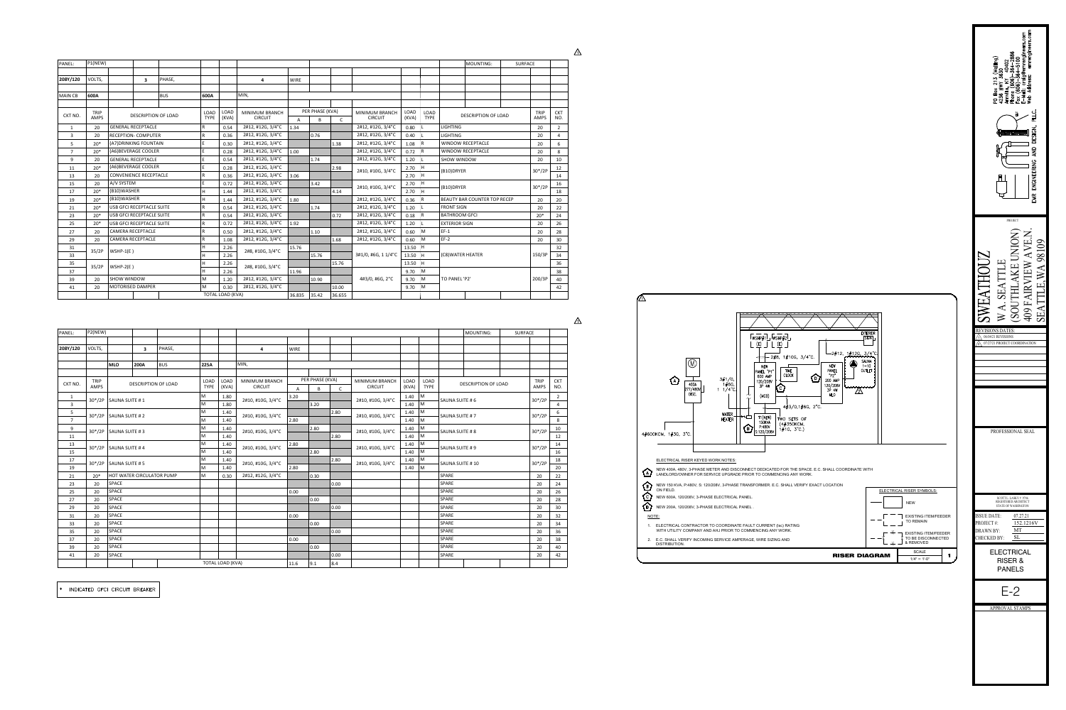| PANEL: | P1(NEW) | | | | | | | | | | | | | | MOUNTING: | SURFACE | |
|---|---|---|---|---|---|---|---|---|---|---|---|---|---|---|---|---|---|
| 208Y/120 | VOLTS, | 3 | PHASE, | | | 4 | WIRE | | | | | | | | | | |
| MAIN CB | 600A | | BUS | 600A | | MIN, | | | | | | | | | | | |
| CKT NO. | TRIP AMPS | DESCRIPTION OF LOAD | | LOAD TYPE | LOAD (KVA) | MINIMUM BRANCH CIRCUIT | PER PHASE (KVA) | | | MINIMUM BRANCH CIRCUIT | LOAD (KVA) | LOAD TYPE | DESCRIPTION OF LOAD | | | TRIP AMPS | CKT NO. |
| | | | | | | | A | B | C | | | | | | | | |
| 1 | 20 | GENERAL RECEPTACLE | | R | 0.54 | 2#12, #12G, 3/4"C | 1.34 | | | 2#12, #12G, 3/4"C | 0.80 | L | LIGHTING | | | 20 | 2 |
| 3 | 20 | RECEPTION- COMPUTER | | R | 0.36 | 2#12, #12G, 3/4"C | | 0.76 | | 2#12, #12G, 3/4"C | 0.40 | L | LIGHTING | | | 20 | 4 |
| 5 | 20* | (A7)DRINKING FOUNTAIN | | E | 0.30 | 2#12, #12G, 3/4"C | | | 1.38 | 2#12, #12G, 3/4"C | 1.08 | R | WINDOW RECEPTACLE | | | 20 | 6 |
| 7 | 20* | (A6)BEVERAGE COOLER | | E | 0.28 | 2#12, #12G, 3/4"C | 1.00 | | | 2#12, #12G, 3/4"C | 0.72 | R | WINDOW RECEPTACLE | | | 20 | 8 |
| 9 | 20 | GENERAL RECEPTACLE | | R | 0.54 | 2#12, #12G, 3/4"C | | 1.74 | | 2#12, #12G, 3/4"C | 1.20 | L | SHOW WINDOW | | | 20 | 10 |
| 11 | 20* | (A6)BEVERAGE COOLER | | E | 0.28 | 2#12, #12G, 3/4"C | | | 2.98 | 2#10, #10G, 3/4"C | 2.70 | H | (B10)DRYER | | | 30*/2P | 12 |
| 13 | 20 | CONVENIENCE RECEPTACLE | | R | 0.36 | 2#12, #12G, 3/4"C | 3.06 | | | | 2.70 | H | | | | | 14 |
| 15 | 20 | A/V SYSTEM | | E | 0.72 | 2#12, #12G, 3/4"C | | 3.42 | | 2#10, #10G, 3/4"C | 2.70 | H | (B10)DRYER | | | 30*/2P | 16 |
| 17 | 20* | (B10)WASHER | | H | 1.44 | 2#12, #12G, 3/4"C | | | 4.14 | | 2.70 | H | | | | | 18 |
| 19 | 20* | (B10)WASHER | | H | 1.44 | 2#12, #12G, 3/4"C | 1.80 | | | 2#12, #12G, 3/4"C | 0.36 | R | BEAUTY BAR COUNTER TOP RECEP | | | 20 | 20 |
| 21 | 20* | USB GFCI RECEPTACLE SUITE | | R | 0.54 | 2#12, #12G, 3/4"C | | 1.74 | | 2#12, #12G, 3/4"C | 1.20 | L | FRONT SIGN | | | 20 | 22 |
| 23 | 20* | USB GFCI RECEPTACLE SUITE | | R | 0.54 | 2#12, #12G, 3/4"C | | | 0.72 | 2#12, #12G, 3/4"C | 0.18 | R | BATHROOM GFCI | | | 20* | 24 |
| 25 | 20* | USB GFCI RECEPTACLE SUITE | | R | 0.54 | 2#12, #12G, 3/4"C | 1.92 | | | 2#12, #12G, 3/4"C | 1.20 | L | EXTERIOR SIGN | | | 20 | 26 |
| 27 | 20 | CAMERA RECEPTACLE | | R | 0.50 | 2#12, #12G, 3/4"C | | 1.10 | | 2#12, #12G, 3/4"C | 0.60 | M | EF-1 | | | 20 | 28 |
| 29 | 20 | CAMERA RECEPTACLE | | R | 1.08 | 2#12, #12G, 3/4"C | | | 1.68 | 2#12, #12G, 3/4"C | 0.60 | M | EF-2 | | | 20 | 30 |
| 31 | 35/2P | WSHP-1(E ) | | H | 2.26 | 2#8, #10G, 3/4"C | 15.76 | | | 3#1/0, #6G, 1 1/4"C | 13.50 | H | (C8)WATER HEATER | | | 150/3P | 32 |
| 33 | | | | H | 2.26 | | | 15.76 | | | 13.50 | H | | | | | 34 |
| 35 | 35/2P | WSHP-2(E ) | | H | 2.26 | 2#8, #10G, 3/4"C | | | 15.76 | | 13.50 | H | | | | | 36 |
| 37 | | | | H | 2.26 | | 11.96 | | | 4#3/0, #6G, 2"C | 9.70 | M | TO PANEL 'P2' | | | 200/3P | 38 |
| 39 | 20 | SHOW WINDOW | | M | 1.20 | 2#12, #12G, 3/4"C | | 10.90 | | | 9.70 | M | | | | | 40 |
| 41 | 20 | MOTORISED DAMPER | | M | 0.30 | 2#12, #12G, 3/4"C | | | 10.00 | | 9.70 | M | | | | | 42 |
| | | | | | TOTAL LOAD (KVA) | | 36.835 | 35.42 | 36.655 | | | | | | | | |

| PANEL: | P2(NEW) | | | | | | | | | | | | | | MOUNTING: | SURFACE | |
|---|---|---|---|---|---|---|---|---|---|---|---|---|---|---|---|---|---|
| 208Y/120 | VOLTS, | 3 | PHASE, | | | 4 | WIRE | | | | | | | | | | |
| | MLO | 200A | BUS | 225A | | MIN, | | | | | | | | | | | |
| CKT NO. | TRIP AMPS | DESCRIPTION OF LOAD | | LOAD TYPE | LOAD (KVA) | MINIMUM BRANCH CIRCUIT | PER PHASE (KVA) | | | MINIMUM BRANCH CIRCUIT | LOAD (KVA) | LOAD TYPE | DESCRIPTION OF LOAD | | | TRIP AMPS | CKT NO. |
| | | | | | | | A | B | C | | | | | | | | |
| 1 | 30*/2P | SAUNA SUITE # 1 | | M | 1.80 | 2#10, #10G, 3/4"C | 3.20 | | | 2#10, #10G, 3/4"C | 1.40 | M | SAUNA SUITE # 6 | | | 30*/2P | 2 |
| 3 | | | | M | 1.80 | | | 3.20 | | | 1.40 | M | | | | | 4 |
| 5 | 30*/2P | SAUNA SUITE # 2 | | M | 1.40 | 2#10, #10G, 3/4"C | | | 2.80 | 2#10, #10G, 3/4"C | 1.40 | M | SAUNA SUITE # 7 | | | 30*/2P | 6 |
| 7 | | | | M | 1.40 | | 2.80 | | | | 1.40 | M | | | | | 8 |
| 9 | 30*/2P | SAUNA SUITE # 3 | | M | 1.40 | 2#10, #10G, 3/4"C | | 2.80 | | 2#10, #10G, 3/4"C | 1.40 | M | SAUNA SUITE # 8 | | | 30*/2P | 10 |
| 11 | | | | M | 1.40 | | | | 2.80 | | 1.40 | M | | | | | 12 |
| 13 | 30*/2P | SAUNA SUITE # 4 | | M | 1.40 | 2#10, #10G, 3/4"C | 2.80 | | | 2#10, #10G, 3/4"C | 1.40 | M | SAUNA SUITE # 9 | | | 30*/2P | 14 |
| 15 | | | | M | 1.40 | | | 2.80 | | | 1.40 | M | | | | | 16 |
| 17 | 30*/2P | SAUNA SUITE # 5 | | M | 1.40 | 2#10, #10G, 3/4"C | | | 2.80 | 2#10, #10G, 3/4"C | 1.40 | M | SAUNA SUITE # 10 | | | 30*/2P | 18 |
| 19 | | | | M | 1.40 | | 2.80 | | | | 1.40 | M | | | | | 20 |
| 21 | 20* | HOT WATER CIRCULATOR PUMP | | M | 0.30 | 2#12, #12G, 3/4"C | | 0.30 | | | | | SPARE | | | 20 | 22 |
| 23 | 20 | SPACE | | | | | | | 0.00 | | | | SPARE | | | 20 | 24 |
| 25 | 20 | SPACE | | | | | 0.00 | | | | | | SPARE | | | 20 | 26 |
| 27 | 20 | SPACE | | | | | | 0.00 | | | | | SPARE | | | 20 | 28 |
| 29 | 20 | SPACE | | | | | | | 0.00 | | | | SPARE | | | 20 | 30 |
| 31 | 20 | SPACE | | | | | 0.00 | | | | | | SPARE | | | 20 | 32 |
| 33 | 20 | SPACE | | | | | | 0.00 | | | | | SPARE | | | 20 | 34 |
| 35 | 20 | SPACE | | | | | | | 0.00 | | | | SPARE | | | 20 | 36 |
| 37 | 20 | SPACE | | | | | 0.00 | | | | | | SPARE | | | 20 | 38 |
| 39 | 20 | SPACE | | | | | | 0.00 | | | | | SPARE | | | 20 | 40 |
| 41 | 20 | SPACE | | | | | | | 0.00 | | | | SPARE | | | 20 | 42 |
| | | | | | TOTAL LOAD (KVA) | | 11.6 | 9.1 | 8.4 | | | | | | | | |

\* INDICATED GFCI CIRCUIT BREAKER

EXTERIOR (E)

WSHP-1 (E) WSHP-2 (E)

2#12, 1#12G, 3/4"C.

2#8, 1#10G, 3/4"C.

NEW PANEL "P1" 600 AMP 120/208V 3P 4W

TIME CLOCK

NEW PANEL "P2" 200 AMP 120/208V 3P 4W MLO

SAUNA 1-10 OUTLET

400A 277/480V DISC.

3#1/0, 1#6G, 1 1/4"C.

(MCB)

4#3/0,1#6G, 2"C.

WATER HEATER

T1(NEW) 150KVA P:480V S:120/208V

TWO SETS OF (4#350KCM, 1#1G, 3"C.)

4#600KCM, 1#3G, 3"C.

ELECTRICAL RISER KEYED WORK NOTES:

A. NEW 400A, 480V, 3-PHASE METER AND DISCONNECT DEDICATED FOR THE SPACE. E.C. SHALL COORDINATE WITH LANDLORD/OWNER FOR SERVICE UPGRADE PRIOR TO COMMENCING ANY WORK.

B. NEW 150 KVA, P:480V, S: 120/208V, 3-PHASE TRANSFORMER. E.C. SHALL VERIFY EXACT LOCATION ON FIELD.

C. NEW 600A, 120/208V, 3-PHASE ELECTRICAL PANEL.

D. NEW 200A, 120/208V, 3-PHASE ELECTRICAL PANEL.

NOTE:

1. ELECTRICAL CONTRACTOR TO COORDINATE FAULT CURRENT (Isc) RATING WITH UTILITY COMPANY AND AHJ PRIOR TO COMMENCING ANY WORK.

2. E.C. SHALL VERIFY INCOMING SERVICE AMPERAGE, WIRE SIZING AND DISTRIBUTION.

ELECTRICAL RISER SYMBOLS:

- NEW
- EXISTING ITEM/FEEDER TO REMAIN
- EXISTING ITEM/FEEDER TO BE DISCONNECTED & REMOVED

RISER DIAGRAM

SCALE 1/4" = 1'-0"

1

PO Box 213 (Mailing)
4236 HWY 3630
Annville, KY 40402
Phone: (606)-364-2866
Fax: (606)-364-3100
E-Mail: craig@emrengineers.com
Web Address: emrengineers.com

EMR ENGINEERING AND DESIGN, PLLC.

PROJECT

SWEATHOUZ

W.A. SEATTLE (SOUTHLAKE UNION)

409 FAIRVIEW AVE.N.

SEATTLE, WA 98109

REVISIONS DATES:

1. 06/04/21 REVISIONS

2. 07/27/21 PROJECT COORDINATION

PROFESSIONAL SEAL

SCOTT L. LASKY # 9796
REGISTERED ARCHITECT
STATE OF WASHINGTON

ISSUE DATE: 07.27.21

PROJECT #: 152.1216V

DRAWN BY: MT

CHECKED BY: SL

ELECTRICAL RISER & PANELS

E-2

APPROVAL STAMPS